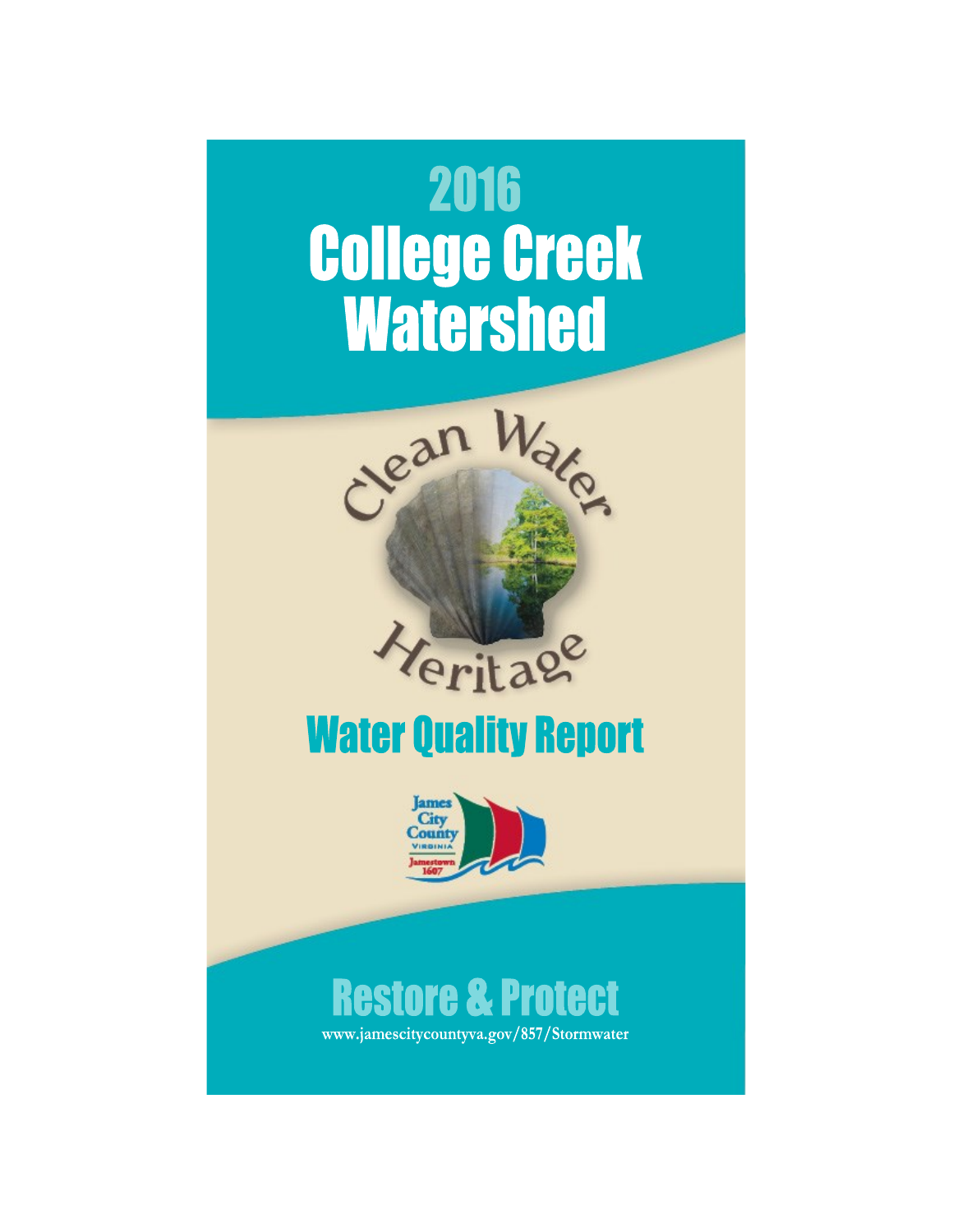# 2016 College Creek Watershed

Clean Water Heritage

## Water Quality Report

James City County VIRGINIA Jamestown 1607

## Restore & Protect

www.jamescitycountyva.gov/857/Stormwater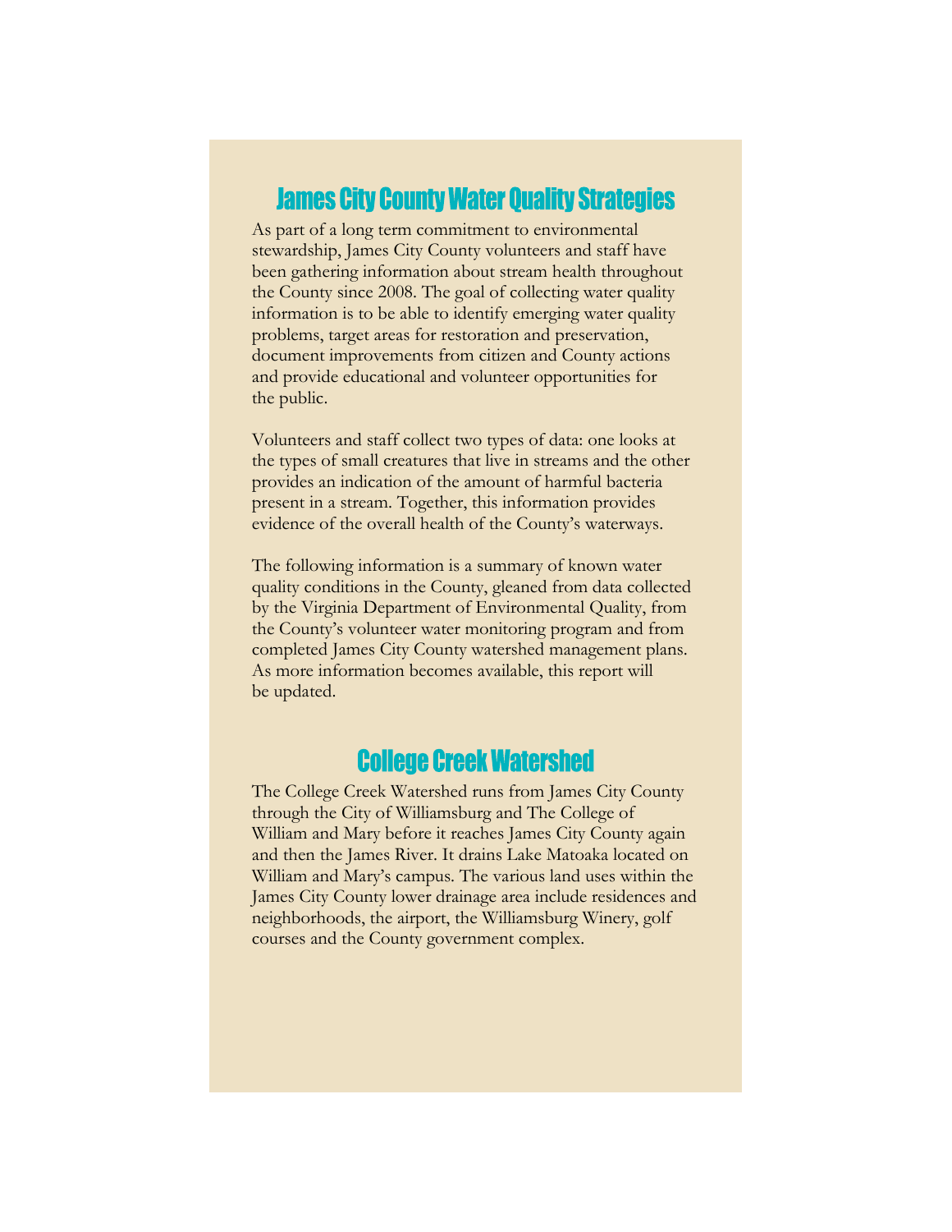## James City County Water Quality Strategies

As part of a long term commitment to environmental stewardship, James City County volunteers and staff have been gathering information about stream health throughout the County since 2008. The goal of collecting water quality information is to be able to identify emerging water quality problems, target areas for restoration and preservation, document improvements from citizen and County actions and provide educational and volunteer opportunities for the public.

Volunteers and staff collect two types of data: one looks at the types of small creatures that live in streams and the other provides an indication of the amount of harmful bacteria present in a stream. Together, this information provides evidence of the overall health of the County's waterways.

The following information is a summary of known water quality conditions in the County, gleaned from data collected by the Virginia Department of Environmental Quality, from the County's volunteer water monitoring program and from completed James City County watershed management plans. As more information becomes available, this report will be updated.

## College Creek Watershed

The College Creek Watershed runs from James City County through the City of Williamsburg and The College of William and Mary before it reaches James City County again and then the James River. It drains Lake Matoaka located on William and Mary's campus. The various land uses within the James City County lower drainage area include residences and neighborhoods, the airport, the Williamsburg Winery, golf courses and the County government complex.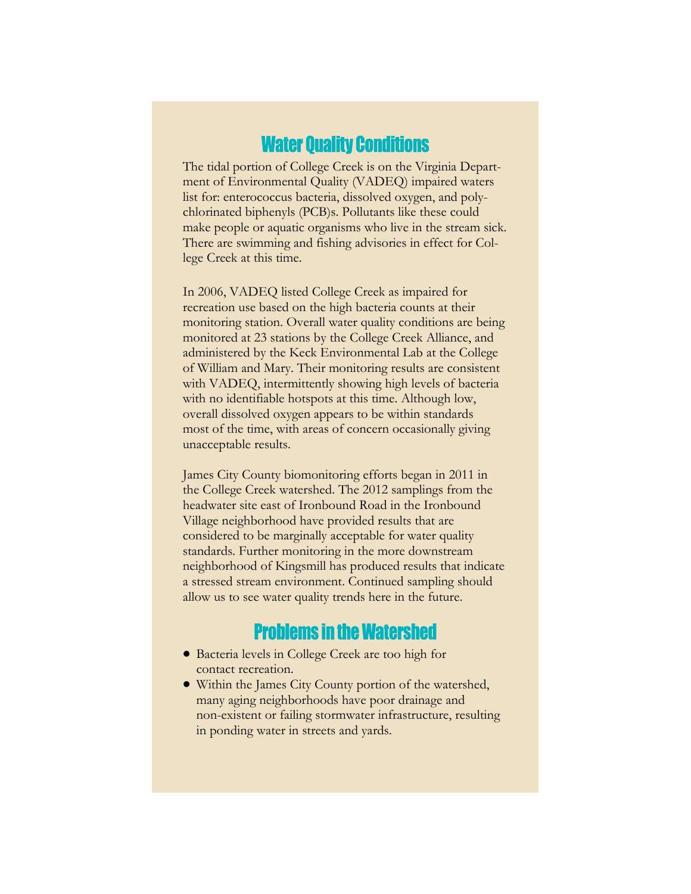## Water Quality Conditions

The tidal portion of College Creek is on the Virginia Department of Environmental Quality (VADEQ) impaired waters list for: enterococcus bacteria, dissolved oxygen, and polychlorinated biphenyls (PCB)s. Pollutants like these could make people or aquatic organisms who live in the stream sick. There are swimming and fishing advisories in effect for College Creek at this time.

In 2006, VADEQ listed College Creek as impaired for recreation use based on the high bacteria counts at their monitoring station. Overall water quality conditions are being monitored at 23 stations by the College Creek Alliance, and administered by the Keck Environmental Lab at the College of William and Mary. Their monitoring results are consistent with VADEQ, intermittently showing high levels of bacteria with no identifiable hotspots at this time. Although low, overall dissolved oxygen appears to be within standards most of the time, with areas of concern occasionally giving unacceptable results.

James City County biomonitoring efforts began in 2011 in the College Creek watershed. The 2012 samplings from the headwater site east of Ironbound Road in the Ironbound Village neighborhood have provided results that are considered to be marginally acceptable for water quality standards. Further monitoring in the more downstream neighborhood of Kingsmill has produced results that indicate a stressed stream environment. Continued sampling should allow us to see water quality trends here in the future.

## Problems in the Watershed

- Bacteria levels in College Creek are too high for contact recreation.
- Within the James City County portion of the watershed, many aging neighborhoods have poor drainage and non-existent or failing stormwater infrastructure, resulting in ponding water in streets and yards.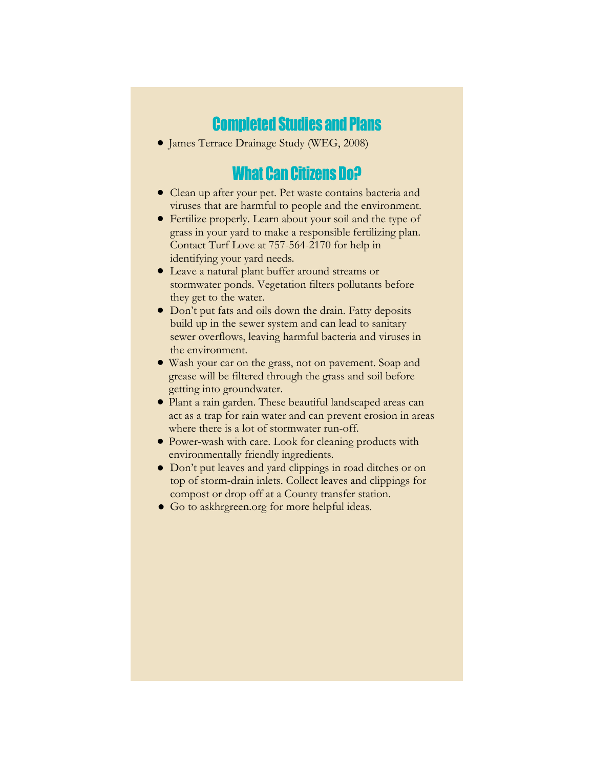## Completed Studies and Plans

- James Terrace Drainage Study (WEG, 2008)

## What Can Citizens Do?

- Clean up after your pet. Pet waste contains bacteria and viruses that are harmful to people and the environment.
- Fertilize properly. Learn about your soil and the type of grass in your yard to make a responsible fertilizing plan. Contact Turf Love at 757-564-2170 for help in identifying your yard needs.
- Leave a natural plant buffer around streams or stormwater ponds. Vegetation filters pollutants before they get to the water.
- Don't put fats and oils down the drain. Fatty deposits build up in the sewer system and can lead to sanitary sewer overflows, leaving harmful bacteria and viruses in the environment.
- Wash your car on the grass, not on pavement. Soap and grease will be filtered through the grass and soil before getting into groundwater.
- Plant a rain garden. These beautiful landscaped areas can act as a trap for rain water and can prevent erosion in areas where there is a lot of stormwater run-off.
- Power-wash with care. Look for cleaning products with environmentally friendly ingredients.
- Don't put leaves and yard clippings in road ditches or on top of storm-drain inlets. Collect leaves and clippings for compost or drop off at a County transfer station.
- Go to askhrgreen.org for more helpful ideas.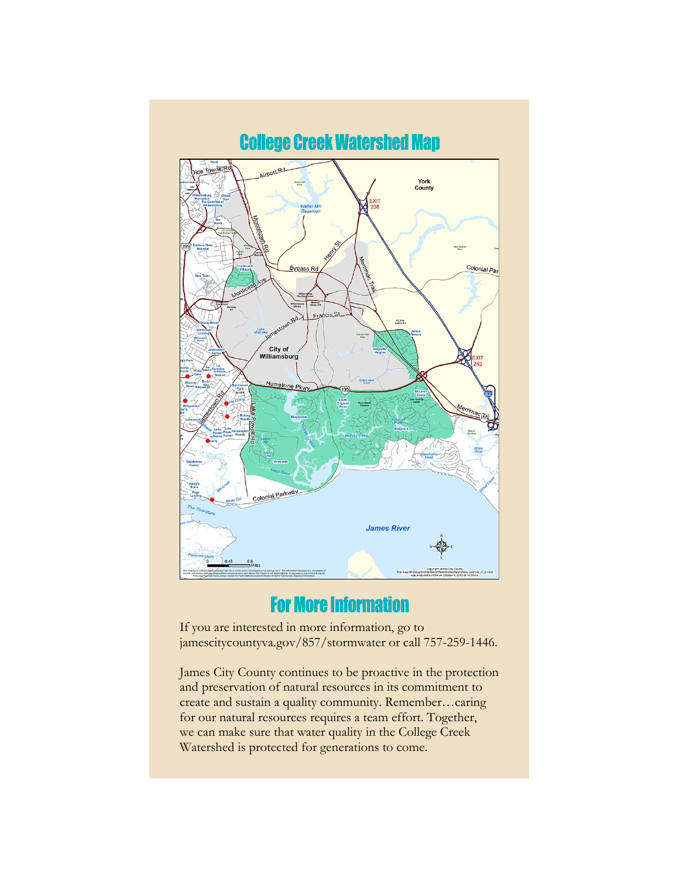## College Creek Watershed Map

## For More Information

If you are interested in more information, go to jamescitycountyva.gov/857/stormwater or call 757-259-1446.

James City County continues to be proactive in the protection and preservation of natural resources in its commitment to create and sustain a quality community. Remember…caring for our natural resources requires a team effort. Together, we can make sure that water quality in the College Creek Watershed is protected for generations to come.